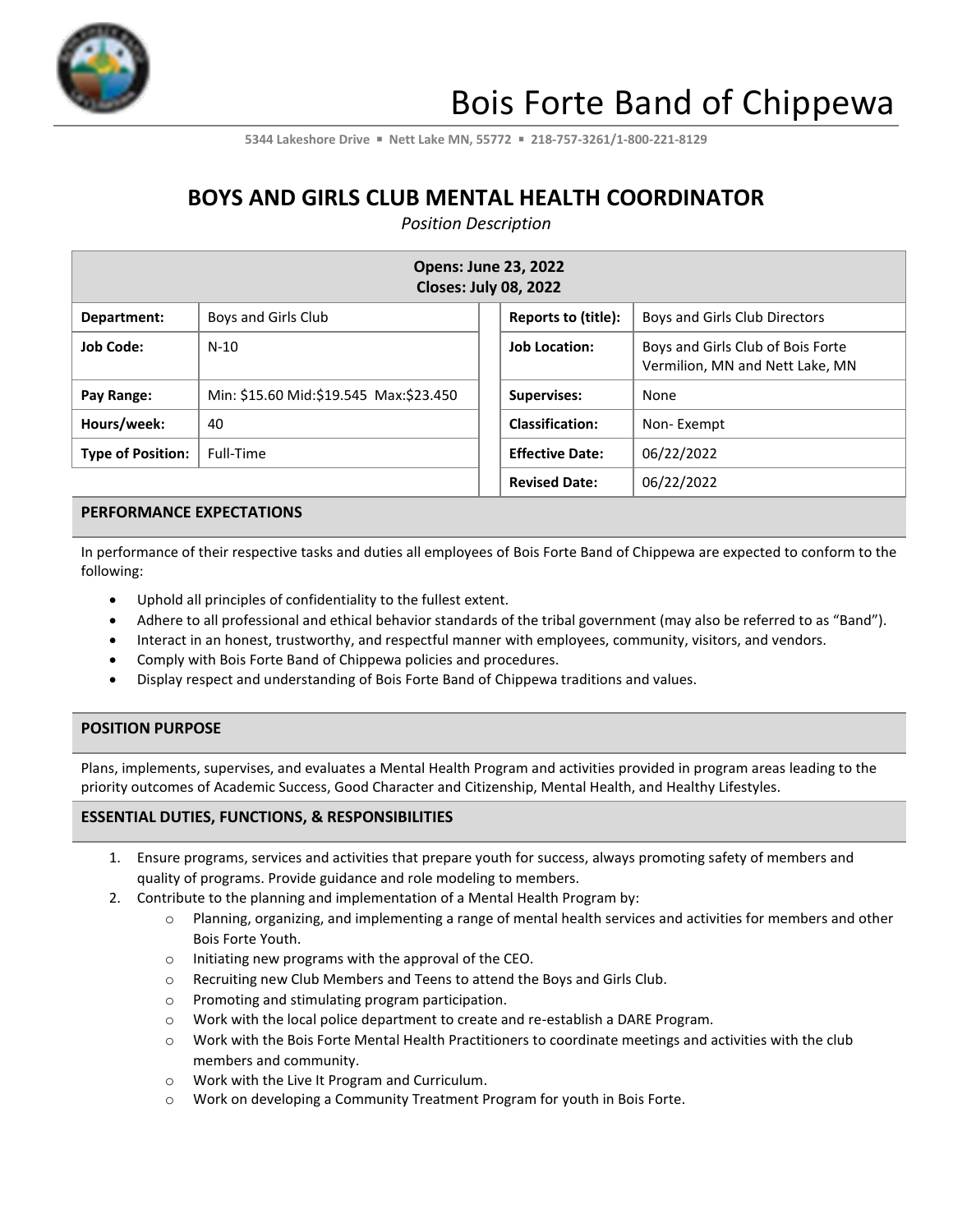# Bois Forte Band of Chippewa

5344 Lakeshore Drive ▪ Nett Lake MN, 55772 ▪ 218-757-3261/1-800-221-8129

## BOYS AND GIRLS CLUB MENTAL HEALTH COORDINATOR

*Position Description*

| Opens: June 23, 2022<br>Closes: July 08, 2022 | | | |
|---|---|---|---|
| **Department:** | Boys and Girls Club | **Reports to (title):** | Boys and Girls Club Directors |
| **Job Code:** | N-10 | **Job Location:** | Boys and Girls Club of Bois Forte Vermilion, MN and Nett Lake, MN |
| **Pay Range:** | Min: $15.60 Mid:$19.545 Max:$23.450 | **Supervises:** | None |
| **Hours/week:** | 40 | **Classification:** | Non- Exempt |
| **Type of Position:** | Full-Time | **Effective Date:** | 06/22/2022 |
| | | **Revised Date:** | 06/22/2022 |

### PERFORMANCE EXPECTATIONS

In performance of their respective tasks and duties all employees of Bois Forte Band of Chippewa are expected to conform to the following:

- Uphold all principles of confidentiality to the fullest extent.
- Adhere to all professional and ethical behavior standards of the tribal government (may also be referred to as "Band").
- Interact in an honest, trustworthy, and respectful manner with employees, community, visitors, and vendors.
- Comply with Bois Forte Band of Chippewa policies and procedures.
- Display respect and understanding of Bois Forte Band of Chippewa traditions and values.

### POSITION PURPOSE

Plans, implements, supervises, and evaluates a Mental Health Program and activities provided in program areas leading to the priority outcomes of Academic Success, Good Character and Citizenship, Mental Health, and Healthy Lifestyles.

### ESSENTIAL DUTIES, FUNCTIONS, & RESPONSIBILITIES

1. Ensure programs, services and activities that prepare youth for success, always promoting safety of members and quality of programs. Provide guidance and role modeling to members.
2. Contribute to the planning and implementation of a Mental Health Program by:
   - Planning, organizing, and implementing a range of mental health services and activities for members and other Bois Forte Youth.
   - Initiating new programs with the approval of the CEO.
   - Recruiting new Club Members and Teens to attend the Boys and Girls Club.
   - Promoting and stimulating program participation.
   - Work with the local police department to create and re-establish a DARE Program.
   - Work with the Bois Forte Mental Health Practitioners to coordinate meetings and activities with the club members and community.
   - Work with the Live It Program and Curriculum.
   - Work on developing a Community Treatment Program for youth in Bois Forte.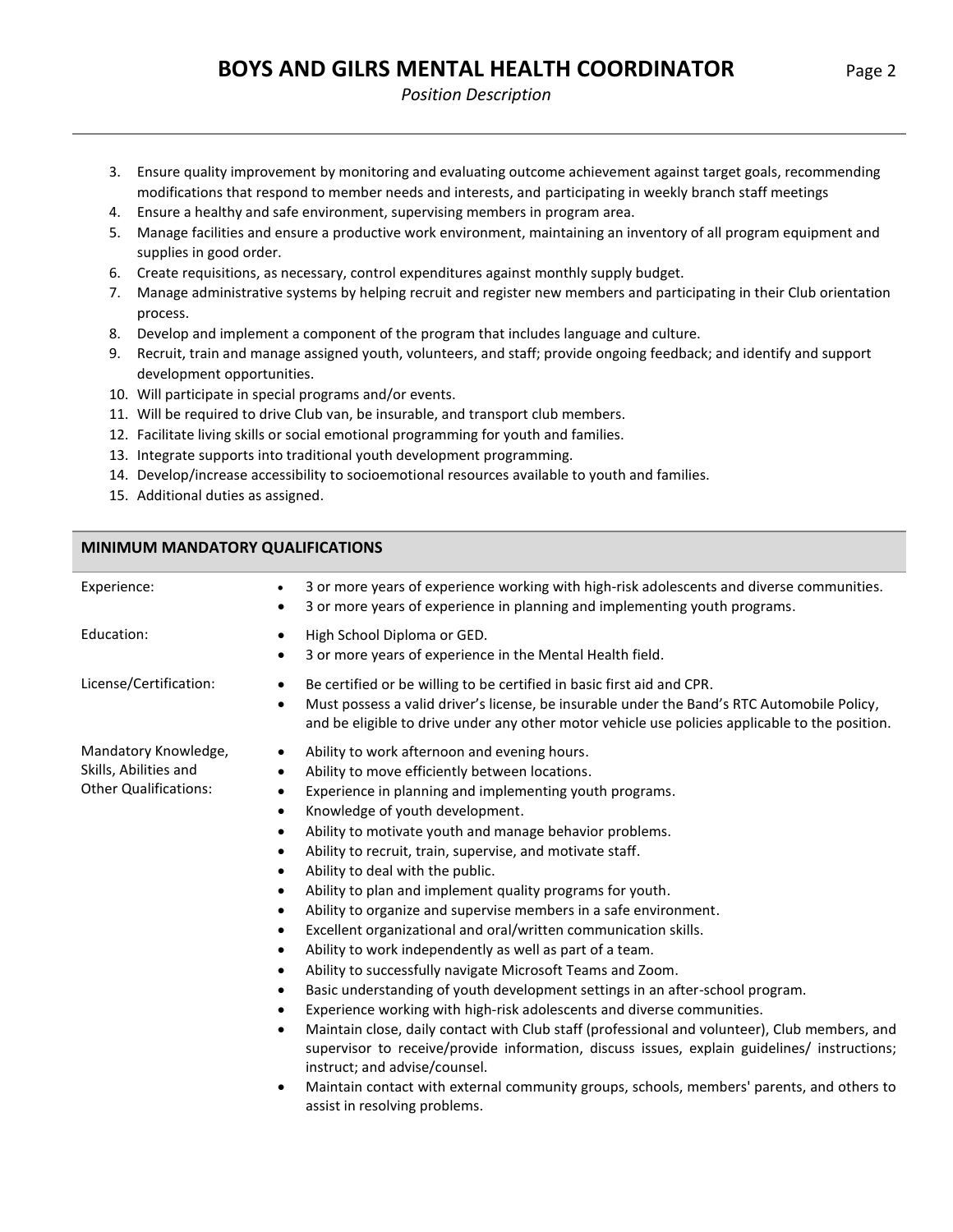3. Ensure quality improvement by monitoring and evaluating outcome achievement against target goals, recommending modifications that respond to member needs and interests, and participating in weekly branch staff meetings
4. Ensure a healthy and safe environment, supervising members in program area.
5. Manage facilities and ensure a productive work environment, maintaining an inventory of all program equipment and supplies in good order.
6. Create requisitions, as necessary, control expenditures against monthly supply budget.
7. Manage administrative systems by helping recruit and register new members and participating in their Club orientation process.
8. Develop and implement a component of the program that includes language and culture.
9. Recruit, train and manage assigned youth, volunteers, and staff; provide ongoing feedback; and identify and support development opportunities.
10. Will participate in special programs and/or events.
11. Will be required to drive Club van, be insurable, and transport club members.
12. Facilitate living skills or social emotional programming for youth and families.
13. Integrate supports into traditional youth development programming.
14. Develop/increase accessibility to socioemotional resources available to youth and families.
15. Additional duties as assigned.

## MINIMUM MANDATORY QUALIFICATIONS

**Experience:**

- 3 or more years of experience working with high-risk adolescents and diverse communities.
- 3 or more years of experience in planning and implementing youth programs.

**Education:**

- High School Diploma or GED.
- 3 or more years of experience in the Mental Health field.

**License/Certification:**

- Be certified or be willing to be certified in basic first aid and CPR.
- Must possess a valid driver's license, be insurable under the Band's RTC Automobile Policy, and be eligible to drive under any other motor vehicle use policies applicable to the position.

**Mandatory Knowledge, Skills, Abilities and Other Qualifications:**

- Ability to work afternoon and evening hours.
- Ability to move efficiently between locations.
- Experience in planning and implementing youth programs.
- Knowledge of youth development.
- Ability to motivate youth and manage behavior problems.
- Ability to recruit, train, supervise, and motivate staff.
- Ability to deal with the public.
- Ability to plan and implement quality programs for youth.
- Ability to organize and supervise members in a safe environment.
- Excellent organizational and oral/written communication skills.
- Ability to work independently as well as part of a team.
- Ability to successfully navigate Microsoft Teams and Zoom.
- Basic understanding of youth development settings in an after-school program.
- Experience working with high-risk adolescents and diverse communities.
- Maintain close, daily contact with Club staff (professional and volunteer), Club members, and supervisor to receive/provide information, discuss issues, explain guidelines/ instructions; instruct; and advise/counsel.
- Maintain contact with external community groups, schools, members' parents, and others to assist in resolving problems.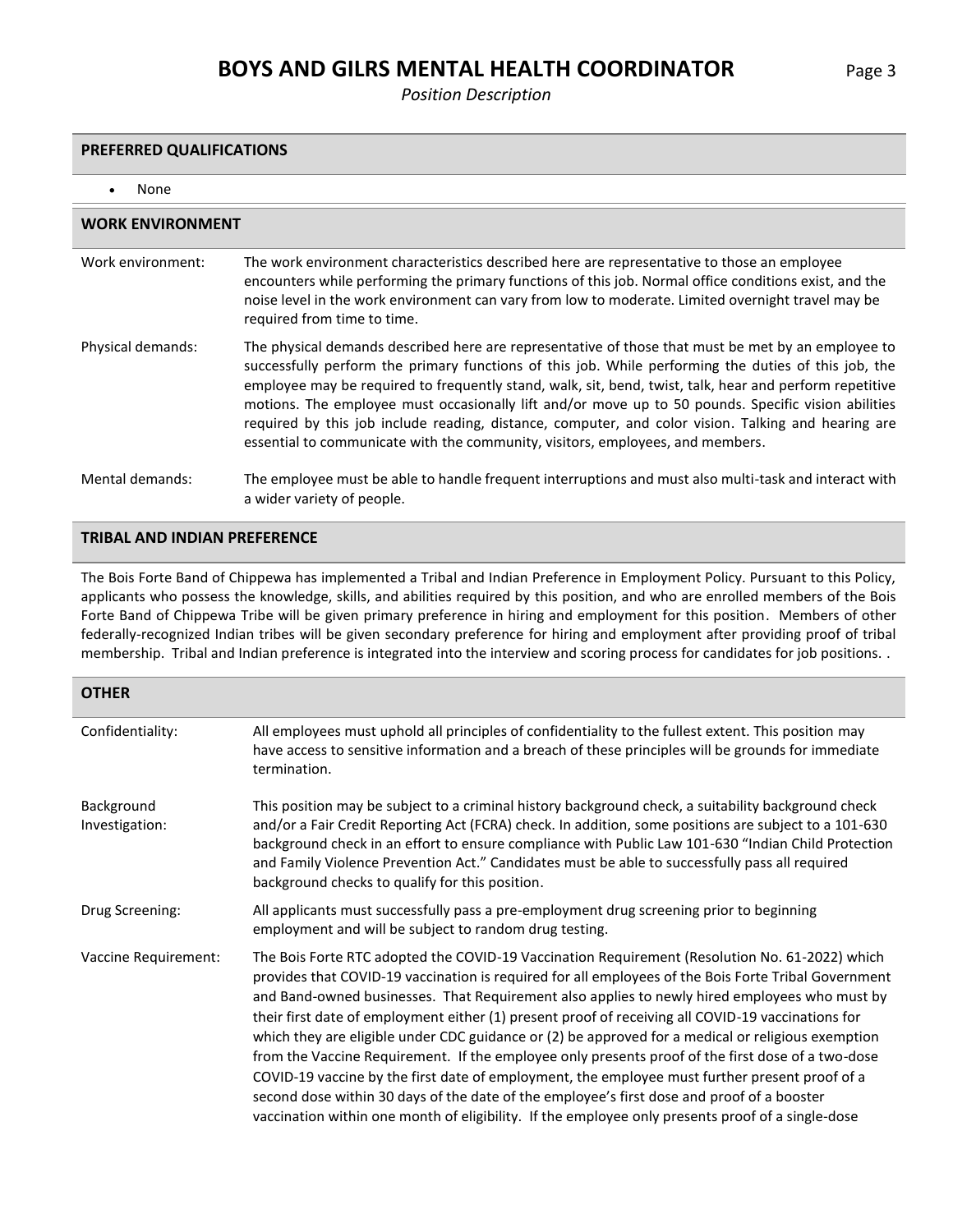## PREFERRED QUALIFICATIONS

- None

## WORK ENVIRONMENT

**Work environment:** The work environment characteristics described here are representative to those an employee encounters while performing the primary functions of this job. Normal office conditions exist, and the noise level in the work environment can vary from low to moderate. Limited overnight travel may be required from time to time.

**Physical demands:** The physical demands described here are representative of those that must be met by an employee to successfully perform the primary functions of this job. While performing the duties of this job, the employee may be required to frequently stand, walk, sit, bend, twist, talk, hear and perform repetitive motions. The employee must occasionally lift and/or move up to 50 pounds. Specific vision abilities required by this job include reading, distance, computer, and color vision. Talking and hearing are essential to communicate with the community, visitors, employees, and members.

**Mental demands:** The employee must be able to handle frequent interruptions and must also multi-task and interact with a wider variety of people.

## TRIBAL AND INDIAN PREFERENCE

The Bois Forte Band of Chippewa has implemented a Tribal and Indian Preference in Employment Policy. Pursuant to this Policy, applicants who possess the knowledge, skills, and abilities required by this position, and who are enrolled members of the Bois Forte Band of Chippewa Tribe will be given primary preference in hiring and employment for this position. Members of other federally-recognized Indian tribes will be given secondary preference for hiring and employment after providing proof of tribal membership. Tribal and Indian preference is integrated into the interview and scoring process for candidates for job positions. .

## OTHER

**Confidentiality:** All employees must uphold all principles of confidentiality to the fullest extent. This position may have access to sensitive information and a breach of these principles will be grounds for immediate termination.

**Background Investigation:** This position may be subject to a criminal history background check, a suitability background check and/or a Fair Credit Reporting Act (FCRA) check. In addition, some positions are subject to a 101-630 background check in an effort to ensure compliance with Public Law 101-630 "Indian Child Protection and Family Violence Prevention Act." Candidates must be able to successfully pass all required background checks to qualify for this position.

**Drug Screening:** All applicants must successfully pass a pre-employment drug screening prior to beginning employment and will be subject to random drug testing.

**Vaccine Requirement:** The Bois Forte RTC adopted the COVID-19 Vaccination Requirement (Resolution No. 61-2022) which provides that COVID-19 vaccination is required for all employees of the Bois Forte Tribal Government and Band-owned businesses. That Requirement also applies to newly hired employees who must by their first date of employment either (1) present proof of receiving all COVID-19 vaccinations for which they are eligible under CDC guidance or (2) be approved for a medical or religious exemption from the Vaccine Requirement. If the employee only presents proof of the first dose of a two-dose COVID-19 vaccine by the first date of employment, the employee must further present proof of a second dose within 30 days of the date of the employee's first dose and proof of a booster vaccination within one month of eligibility. If the employee only presents proof of a single-dose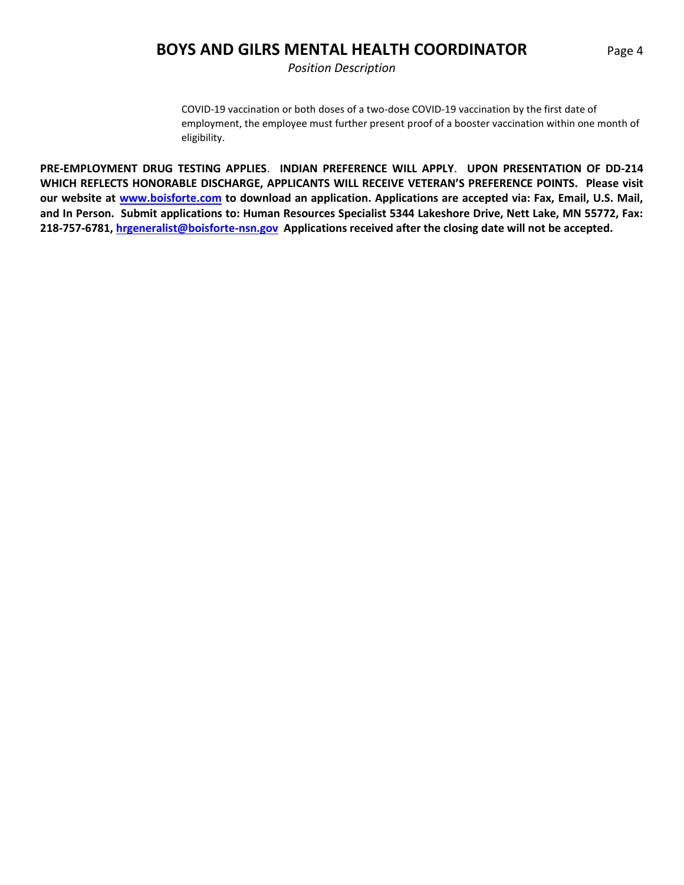COVID-19 vaccination or both doses of a two-dose COVID-19 vaccination by the first date of employment, the employee must further present proof of a booster vaccination within one month of eligibility.

**PRE-EMPLOYMENT DRUG TESTING APPLIES**. **INDIAN PREFERENCE WILL APPLY**. **UPON PRESENTATION OF DD-214 WHICH REFLECTS HONORABLE DISCHARGE, APPLICANTS WILL RECEIVE VETERAN'S PREFERENCE POINTS. Please visit our website at [www.boisforte.com](http://www.boisforte.com) to download an application. Applications are accepted via: Fax, Email, U.S. Mail, and In Person. Submit applications to: Human Resources Specialist 5344 Lakeshore Drive, Nett Lake, MN 55772, Fax: 218-757-6781, [hrgeneralist@boisforte-nsn.gov](mailto:hrgeneralist@boisforte-nsn.gov) Applications received after the closing date will not be accepted.**